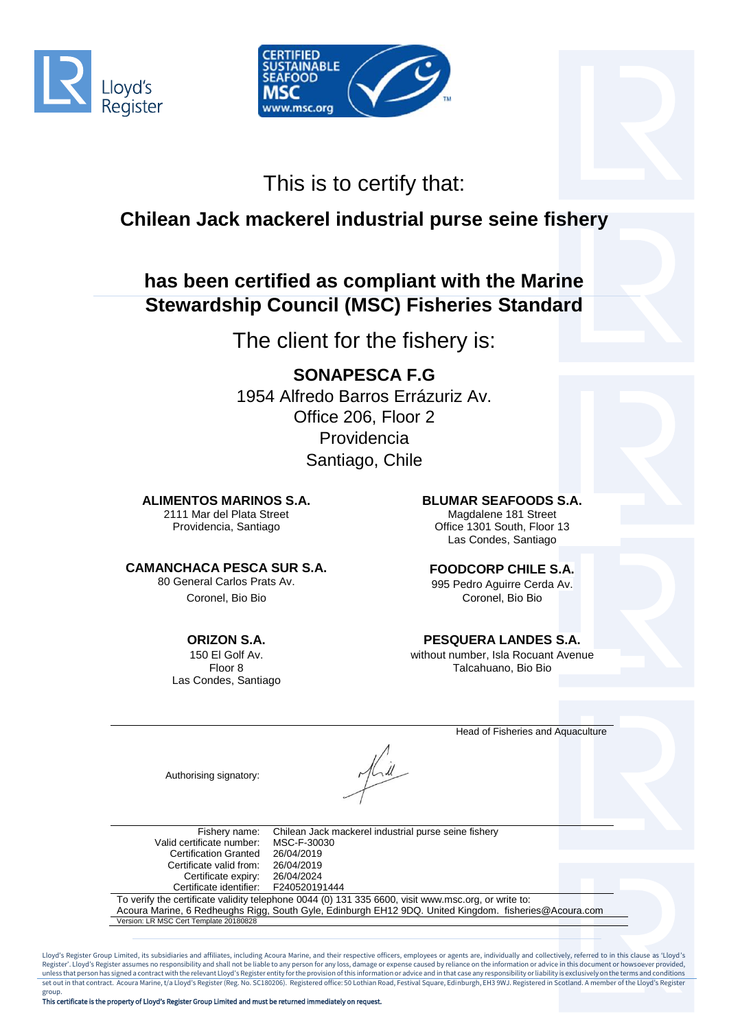This is to certify that:

## Chilean Jack mackerel industrial purse seine fishery

## has been certified as compliant with the Marine Stewardship Council (MSC) Fisheries Standard

The client for the fishery is:

**SONAPESCA F.G**
1954 Alfredo Barros Errázuriz Av.
Office 206, Floor 2
Providencia
Santiago, Chile

**ALIMENTOS MARINOS S.A.**
2111 Mar del Plata Street
Providencia, Santiago

**BLUMAR SEAFOODS S.A.**
Magdalene 181 Street
Office 1301 South, Floor 13
Las Condes, Santiago

**CAMANCHACA PESCA SUR S.A.**
80 General Carlos Prats Av.
Coronel, Bio Bio

**FOODCORP CHILE S.A.**
995 Pedro Aguirre Cerda Av.
Coronel, Bio Bio

**ORIZON S.A.**
150 El Golf Av.
Floor 8
Las Condes, Santiago

**PESQUERA LANDES S.A.**
without number, Isla Rocuant Avenue
Talcahuano, Bio Bio

Head of Fisheries and Aquaculture

Authorising signatory:

| | |
|---|---|
| Fishery name: | Chilean Jack mackerel industrial purse seine fishery |
| Valid certificate number: | MSC-F-30030 |
| Certification Granted | 26/04/2019 |
| Certificate valid from: | 26/04/2019 |
| Certificate expiry: | 26/04/2024 |
| Certificate identifier: | F240520191444 |

To verify the certificate validity telephone 0044 (0) 131 335 6600, visit www.msc.org, or write to:
Acoura Marine, 6 Redheughs Rigg, South Gyle, Edinburgh EH12 9DQ. United Kingdom. fisheries@Acoura.com

Version: LR MSC Cert Template 20180828

Lloyd's Register Group Limited, its subsidiaries and affiliates, including Acoura Marine, and their respective officers, employees or agents are, individually and collectively, referred to in this clause as 'Lloyd's Register'. Lloyd's Register assumes no responsibility and shall not be liable to any person for any loss, damage or expense caused by reliance on the information or advice in this document or howsoever provided, unless that person has signed a contract with the relevant Lloyd's Register entity for the provision of this information or advice and in that case any responsibility or liability is exclusively on the terms and conditions set out in that contract. Acoura Marine, t/a Lloyd's Register (Reg. No. SC180206). Registered office: 50 Lothian Road, Festival Square, Edinburgh, EH3 9WJ. Registered in Scotland. A member of the Lloyd's Register group.

**This certificate is the property of Lloyd's Register Group Limited and must be returned immediately on request.**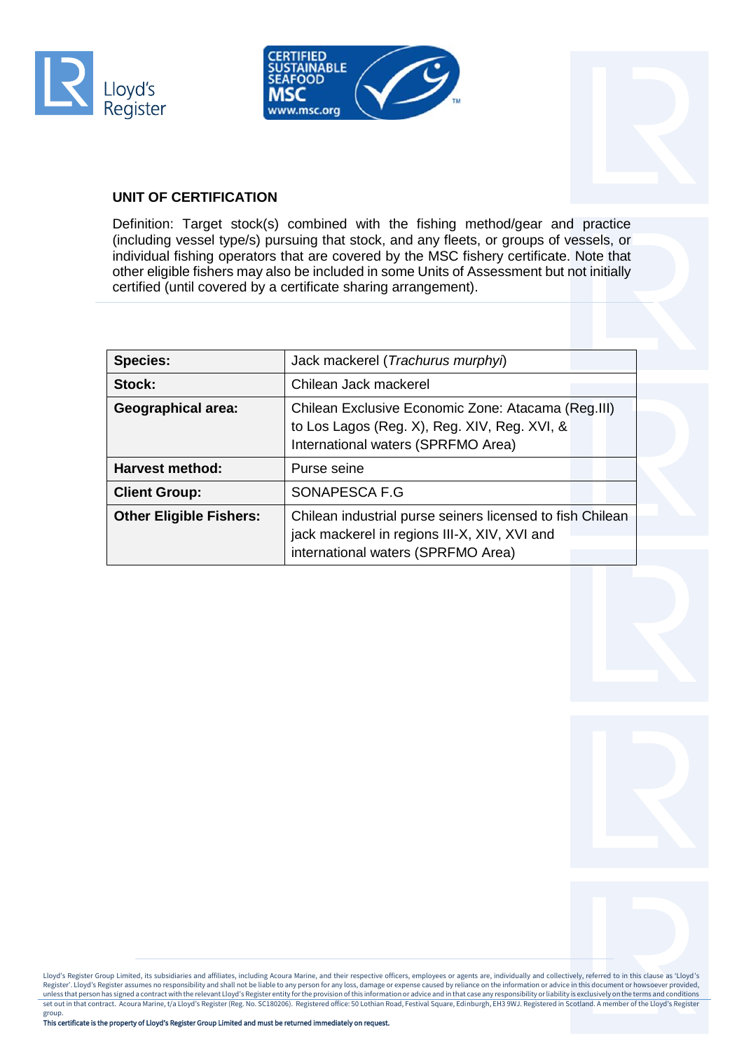## UNIT OF CERTIFICATION

Definition: Target stock(s) combined with the fishing method/gear and practice (including vessel type/s) pursuing that stock, and any fleets, or groups of vessels, or individual fishing operators that are covered by the MSC fishery certificate. Note that other eligible fishers may also be included in some Units of Assessment but not initially certified (until covered by a certificate sharing arrangement).

| | |
|---|---|
| **Species:** | Jack mackerel (*Trachurus murphyi*) |
| **Stock:** | Chilean Jack mackerel |
| **Geographical area:** | Chilean Exclusive Economic Zone: Atacama (Reg.III) to Los Lagos (Reg. X), Reg. XIV, Reg. XVI, & International waters (SPRFMO Area) |
| **Harvest method:** | Purse seine |
| **Client Group:** | SONAPESCA F.G |
| **Other Eligible Fishers:** | Chilean industrial purse seiners licensed to fish Chilean jack mackerel in regions III-X, XIV, XVI and international waters (SPRFMO Area) |

Lloyd's Register Group Limited, its subsidiaries and affiliates, including Acoura Marine, and their respective officers, employees or agents are, individually and collectively, referred to in this clause as 'Lloyd's Register'. Lloyd's Register assumes no responsibility and shall not be liable to any person for any loss, damage or expense caused by reliance on the information or advice in this document or howsoever provided, unless that person has signed a contract with the relevant Lloyd's Register entity for the provision of this information or advice and in that case any responsibility or liability is exclusively on the terms and conditions set out in that contract. Acoura Marine, t/a Lloyd's Register (Reg. No. SC180206). Registered office: 50 Lothian Road, Festival Square, Edinburgh, EH3 9WJ. Registered in Scotland. A member of the Lloyd's Register group.

**This certificate is the property of Lloyd's Register Group Limited and must be returned immediately on request.**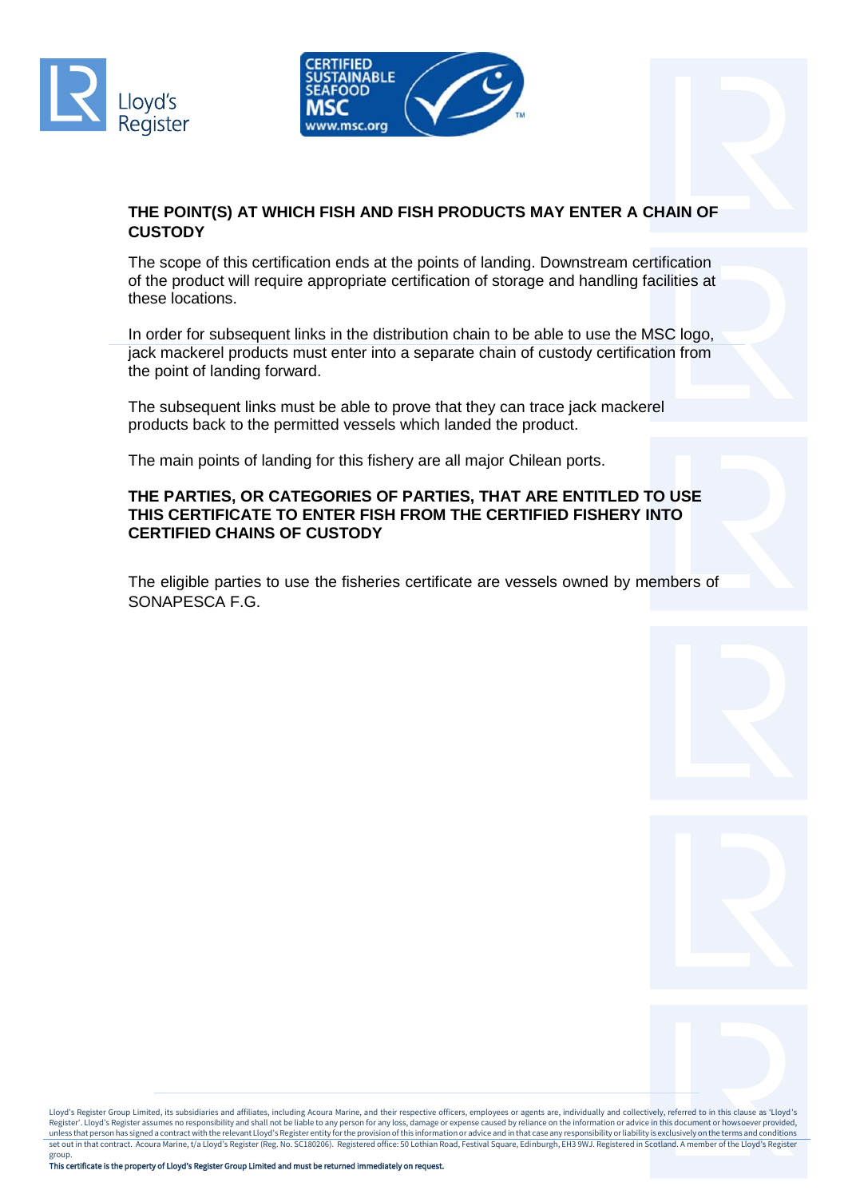## THE POINT(S) AT WHICH FISH AND FISH PRODUCTS MAY ENTER A CHAIN OF CUSTODY

The scope of this certification ends at the points of landing. Downstream certification of the product will require appropriate certification of storage and handling facilities at these locations.

In order for subsequent links in the distribution chain to be able to use the MSC logo, jack mackerel products must enter into a separate chain of custody certification from the point of landing forward.

The subsequent links must be able to prove that they can trace jack mackerel products back to the permitted vessels which landed the product.

The main points of landing for this fishery are all major Chilean ports.

## THE PARTIES, OR CATEGORIES OF PARTIES, THAT ARE ENTITLED TO USE THIS CERTIFICATE TO ENTER FISH FROM THE CERTIFIED FISHERY INTO CERTIFIED CHAINS OF CUSTODY

The eligible parties to use the fisheries certificate are vessels owned by members of SONAPESCA F.G.

Lloyd's Register Group Limited, its subsidiaries and affiliates, including Acoura Marine, and their respective officers, employees or agents are, individually and collectively, referred to in this clause as 'Lloyd's Register'. Lloyd's Register assumes no responsibility and shall not be liable to any person for any loss, damage or expense caused by reliance on the information or advice in this document or howsoever provided, unless that person has signed a contract with the relevant Lloyd's Register entity for the provision of this information or advice and in that case any responsibility or liability is exclusively on the terms and conditions set out in that contract. Acoura Marine, t/a Lloyd's Register (Reg. No. SC180206). Registered office: 50 Lothian Road, Festival Square, Edinburgh, EH3 9WJ. Registered in Scotland. A member of the Lloyd's Register group.

**This certificate is the property of Lloyd's Register Group Limited and must be returned immediately on request.**